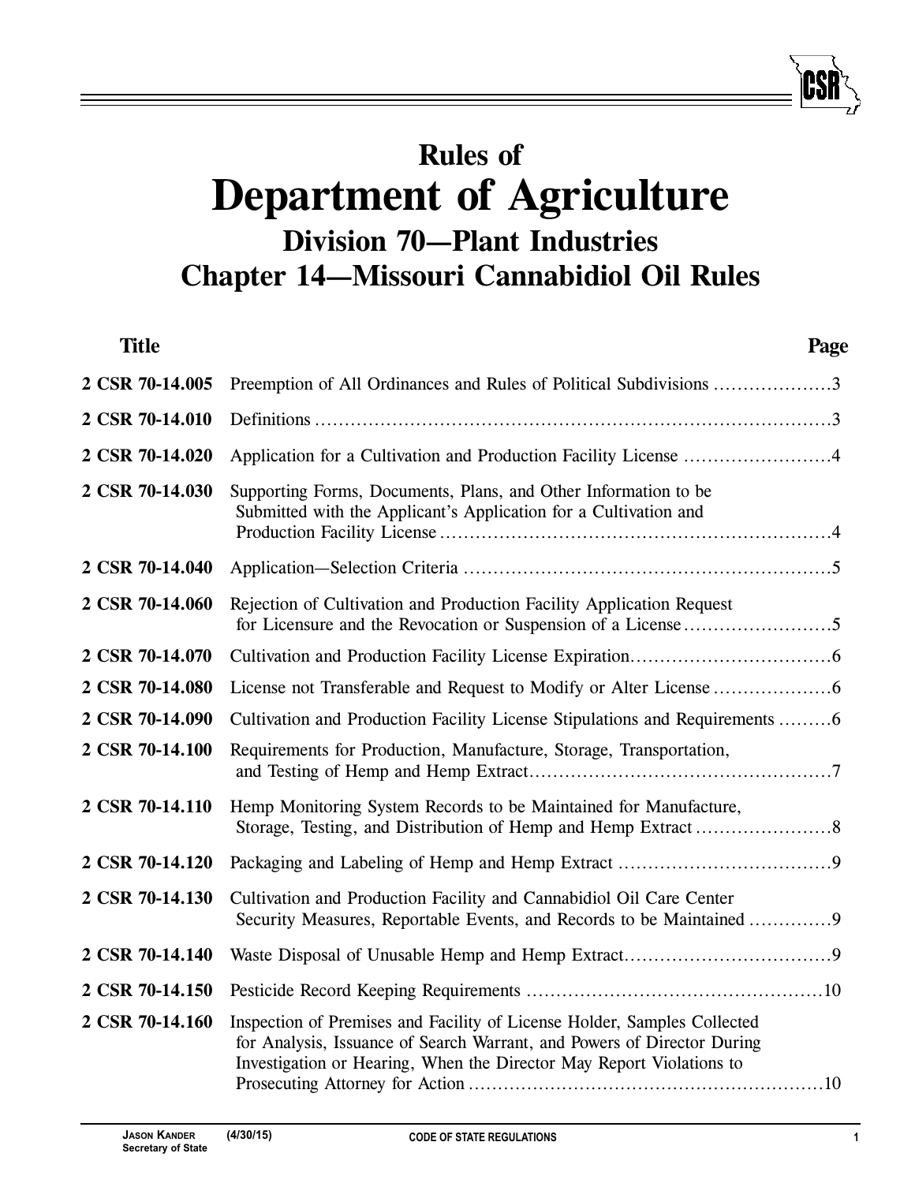# Rules of
# Department of Agriculture
## Division 70—Plant Industries
## Chapter 14—Missouri Cannabidiol Oil Rules

| Title | | Page |
|---|---|---|
| 2 CSR 70-14.005 | Preemption of All Ordinances and Rules of Political Subdivisions | 3 |
| 2 CSR 70-14.010 | Definitions | 3 |
| 2 CSR 70-14.020 | Application for a Cultivation and Production Facility License | 4 |
| 2 CSR 70-14.030 | Supporting Forms, Documents, Plans, and Other Information to be Submitted with the Applicant's Application for a Cultivation and Production Facility License | 4 |
| 2 CSR 70-14.040 | Application—Selection Criteria | 5 |
| 2 CSR 70-14.060 | Rejection of Cultivation and Production Facility Application Request for Licensure and the Revocation or Suspension of a License | 5 |
| 2 CSR 70-14.070 | Cultivation and Production Facility License Expiration | 6 |
| 2 CSR 70-14.080 | License not Transferable and Request to Modify or Alter License | 6 |
| 2 CSR 70-14.090 | Cultivation and Production Facility License Stipulations and Requirements | 6 |
| 2 CSR 70-14.100 | Requirements for Production, Manufacture, Storage, Transportation, and Testing of Hemp and Hemp Extract | 7 |
| 2 CSR 70-14.110 | Hemp Monitoring System Records to be Maintained for Manufacture, Storage, Testing, and Distribution of Hemp and Hemp Extract | 8 |
| 2 CSR 70-14.120 | Packaging and Labeling of Hemp and Hemp Extract | 9 |
| 2 CSR 70-14.130 | Cultivation and Production Facility and Cannabidiol Oil Care Center Security Measures, Reportable Events, and Records to be Maintained | 9 |
| 2 CSR 70-14.140 | Waste Disposal of Unusable Hemp and Hemp Extract | 9 |
| 2 CSR 70-14.150 | Pesticide Record Keeping Requirements | 10 |
| 2 CSR 70-14.160 | Inspection of Premises and Facility of License Holder, Samples Collected for Analysis, Issuance of Search Warrant, and Powers of Director During Investigation or Hearing, When the Director May Report Violations to Prosecuting Attorney for Action | 10 |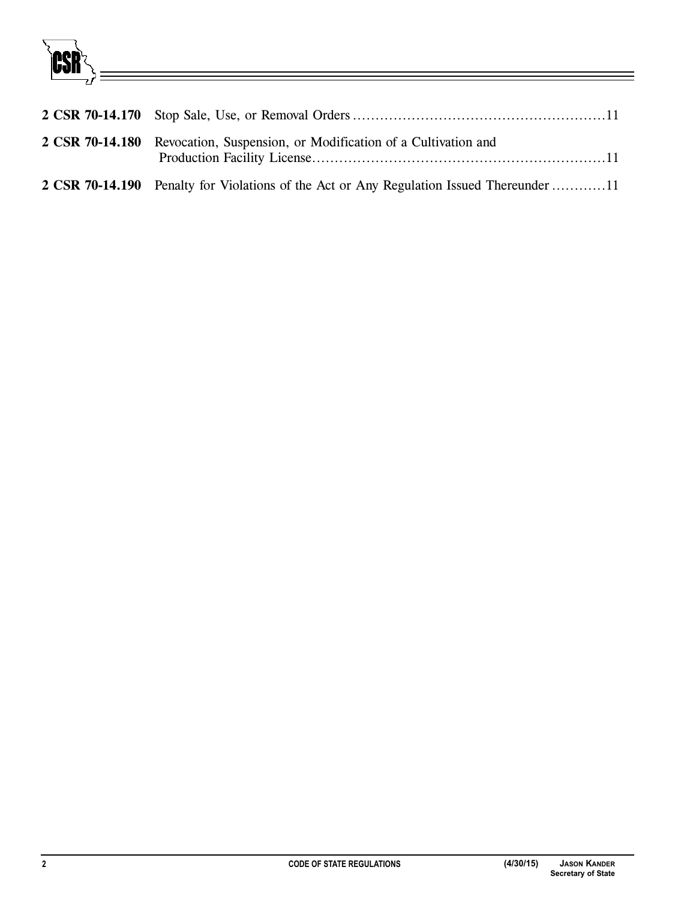**2 CSR 70-14.170** Stop Sale, Use, or Removal Orders ......................................................11

**2 CSR 70-14.180** Revocation, Suspension, or Modification of a Cultivation and Production Facility License..............................................................11

**2 CSR 70-14.190** Penalty for Violations of the Act or Any Regulation Issued Thereunder ............11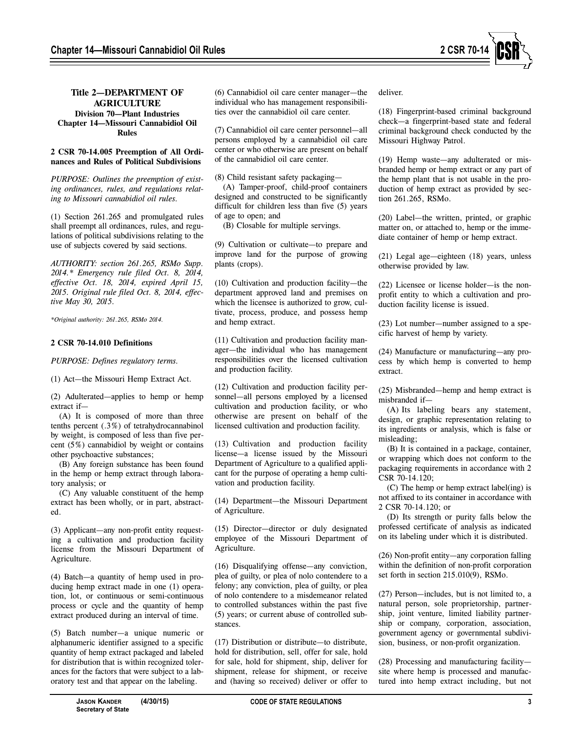**Title 2—DEPARTMENT OF AGRICULTURE**
**Division 70—Plant Industries**
**Chapter 14—Missouri Cannabidiol Oil Rules**

**2 CSR 70-14.005 Preemption of All Ordinances and Rules of Political Subdivisions**

*PURPOSE: Outlines the preemption of existing ordinances, rules, and regulations relating to Missouri cannabidiol oil rules.*

(1) Section 261.265 and promulgated rules shall preempt all ordinances, rules, and regulations of political subdivisions relating to the use of subjects covered by said sections.

*AUTHORITY: section 261.265, RSMo Supp. 2014.\* Emergency rule filed Oct. 8, 2014, effective Oct. 18, 2014, expired April 15, 2015. Original rule filed Oct. 8, 2014, effective May 30, 2015.*

*\*Original authority: 261.265, RSMo 2014.*

**2 CSR 70-14.010 Definitions**

*PURPOSE: Defines regulatory terms.*

(1) Act—the Missouri Hemp Extract Act.

(2) Adulterated—applies to hemp or hemp extract if—

(A) It is composed of more than three tenths percent (.3%) of tetrahydrocannabinol by weight, is composed of less than five percent (5%) cannabidiol by weight or contains other psychoactive substances;

(B) Any foreign substance has been found in the hemp or hemp extract through laboratory analysis; or

(C) Any valuable constituent of the hemp extract has been wholly, or in part, abstracted.

(3) Applicant—any non-profit entity requesting a cultivation and production facility license from the Missouri Department of Agriculture.

(4) Batch—a quantity of hemp used in producing hemp extract made in one (1) operation, lot, or continuous or semi-continuous process or cycle and the quantity of hemp extract produced during an interval of time.

(5) Batch number—a unique numeric or alphanumeric identifier assigned to a specific quantity of hemp extract packaged and labeled for distribution that is within recognized tolerances for the factors that were subject to a laboratory test and that appear on the labeling.

(6) Cannabidiol oil care center manager—the individual who has management responsibilities over the cannabidiol oil care center.

(7) Cannabidiol oil care center personnel—all persons employed by a cannabidiol oil care center or who otherwise are present on behalf of the cannabidiol oil care center.

(8) Child resistant safety packaging—

(A) Tamper-proof, child-proof containers designed and constructed to be significantly difficult for children less than five (5) years of age to open; and

(B) Closable for multiple servings.

(9) Cultivation or cultivate—to prepare and improve land for the purpose of growing plants (crops).

(10) Cultivation and production facility—the department approved land and premises on which the licensee is authorized to grow, cultivate, process, produce, and possess hemp and hemp extract.

(11) Cultivation and production facility manager—the individual who has management responsibilities over the licensed cultivation and production facility.

(12) Cultivation and production facility personnel—all persons employed by a licensed cultivation and production facility, or who otherwise are present on behalf of the licensed cultivation and production facility.

(13) Cultivation and production facility license—a license issued by the Missouri Department of Agriculture to a qualified applicant for the purpose of operating a hemp cultivation and production facility.

(14) Department—the Missouri Department of Agriculture.

(15) Director—director or duly designated employee of the Missouri Department of Agriculture.

(16) Disqualifying offense—any conviction, plea of guilty, or plea of nolo contendere to a felony; any conviction, plea of guilty, or plea of nolo contendere to a misdemeanor related to controlled substances within the past five (5) years; or current abuse of controlled substances.

(17) Distribution or distribute—to distribute, hold for distribution, sell, offer for sale, hold for sale, hold for shipment, ship, deliver for shipment, release for shipment, or receive and (having so received) deliver or offer to deliver.

(18) Fingerprint-based criminal background check—a fingerprint-based state and federal criminal background check conducted by the Missouri Highway Patrol.

(19) Hemp waste—any adulterated or misbranded hemp or hemp extract or any part of the hemp plant that is not usable in the production of hemp extract as provided by section 261.265, RSMo.

(20) Label—the written, printed, or graphic matter on, or attached to, hemp or the immediate container of hemp or hemp extract.

(21) Legal age—eighteen (18) years, unless otherwise provided by law.

(22) Licensee or license holder—is the non-profit entity to which a cultivation and production facility license is issued.

(23) Lot number—number assigned to a specific harvest of hemp by variety.

(24) Manufacture or manufacturing—any process by which hemp is converted to hemp extract.

(25) Misbranded—hemp and hemp extract is misbranded if—

(A) Its labeling bears any statement, design, or graphic representation relating to its ingredients or analysis, which is false or misleading;

(B) It is contained in a package, container, or wrapping which does not conform to the packaging requirements in accordance with 2 CSR 70-14.120;

(C) The hemp or hemp extract label(ing) is not affixed to its container in accordance with 2 CSR 70-14.120; or

(D) Its strength or purity falls below the professed certificate of analysis as indicated on its labeling under which it is distributed.

(26) Non-profit entity—any corporation falling within the definition of non-profit corporation set forth in section 215.010(9), RSMo.

(27) Person—includes, but is not limited to, a natural person, sole proprietorship, partnership, joint venture, limited liability partnership or company, corporation, association, government agency or governmental subdivision, business, or non-profit organization.

(28) Processing and manufacturing facility—site where hemp is processed and manufactured into hemp extract including, but not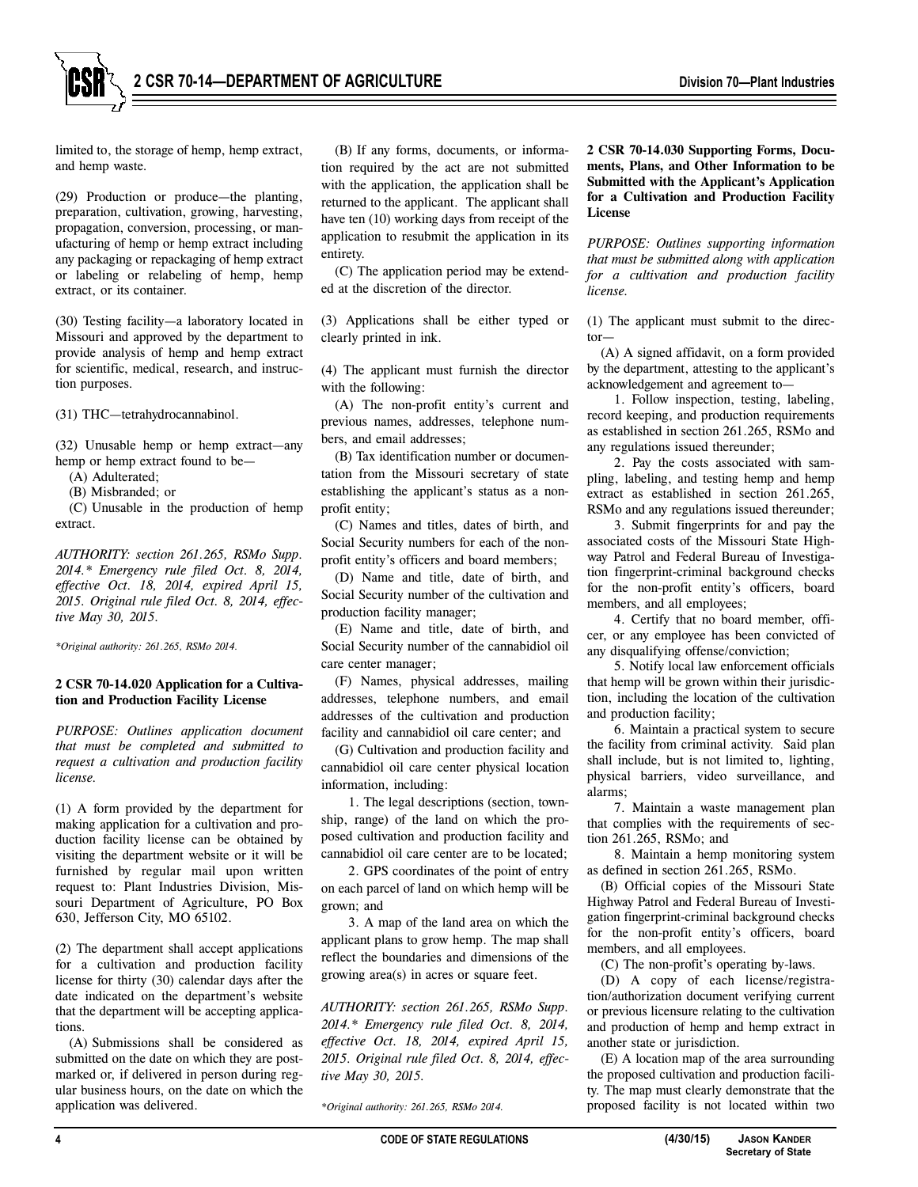limited to, the storage of hemp, hemp extract, and hemp waste.

(29) Production or produce—the planting, preparation, cultivation, growing, harvesting, propagation, conversion, processing, or manufacturing of hemp or hemp extract including any packaging or repackaging of hemp extract or labeling or relabeling of hemp, hemp extract, or its container.

(30) Testing facility—a laboratory located in Missouri and approved by the department to provide analysis of hemp and hemp extract for scientific, medical, research, and instruction purposes.

(31) THC—tetrahydrocannabinol.

(32) Unusable hemp or hemp extract—any hemp or hemp extract found to be—

(A) Adulterated;

(B) Misbranded; or

(C) Unusable in the production of hemp extract.

*AUTHORITY: section 261.265, RSMo Supp. 2014.\* Emergency rule filed Oct. 8, 2014, effective Oct. 18, 2014, expired April 15, 2015. Original rule filed Oct. 8, 2014, effective May 30, 2015.*

*\*Original authority: 261.265, RSMo 2014.*

**2 CSR 70-14.020 Application for a Cultivation and Production Facility License**

*PURPOSE: Outlines application document that must be completed and submitted to request a cultivation and production facility license.*

(1) A form provided by the department for making application for a cultivation and production facility license can be obtained by visiting the department website or it will be furnished by regular mail upon written request to: Plant Industries Division, Missouri Department of Agriculture, PO Box 630, Jefferson City, MO 65102.

(2) The department shall accept applications for a cultivation and production facility license for thirty (30) calendar days after the date indicated on the department's website that the department will be accepting applications.

(A) Submissions shall be considered as submitted on the date on which they are postmarked or, if delivered in person during regular business hours, on the date on which the application was delivered.

(B) If any forms, documents, or information required by the act are not submitted with the application, the application shall be returned to the applicant. The applicant shall have ten (10) working days from receipt of the application to resubmit the application in its entirety.

(C) The application period may be extended at the discretion of the director.

(3) Applications shall be either typed or clearly printed in ink.

(4) The applicant must furnish the director with the following:

(A) The non-profit entity's current and previous names, addresses, telephone numbers, and email addresses;

(B) Tax identification number or documentation from the Missouri secretary of state establishing the applicant's status as a non-profit entity;

(C) Names and titles, dates of birth, and Social Security numbers for each of the non-profit entity's officers and board members;

(D) Name and title, date of birth, and Social Security number of the cultivation and production facility manager;

(E) Name and title, date of birth, and Social Security number of the cannabidiol oil care center manager;

(F) Names, physical addresses, mailing addresses, telephone numbers, and email addresses of the cultivation and production facility and cannabidiol oil care center; and

(G) Cultivation and production facility and cannabidiol oil care center physical location information, including:

1. The legal descriptions (section, township, range) of the land on which the proposed cultivation and production facility and cannabidiol oil care center are to be located;

2. GPS coordinates of the point of entry on each parcel of land on which hemp will be grown; and

3. A map of the land area on which the applicant plans to grow hemp. The map shall reflect the boundaries and dimensions of the growing area(s) in acres or square feet.

*AUTHORITY: section 261.265, RSMo Supp. 2014.\* Emergency rule filed Oct. 8, 2014, effective Oct. 18, 2014, expired April 15, 2015. Original rule filed Oct. 8, 2014, effective May 30, 2015.*

*\*Original authority: 261.265, RSMo 2014.*

**2 CSR 70-14.030 Supporting Forms, Documents, Plans, and Other Information to be Submitted with the Applicant's Application for a Cultivation and Production Facility License**

*PURPOSE: Outlines supporting information that must be submitted along with application for a cultivation and production facility license.*

(1) The applicant must submit to the director—

(A) A signed affidavit, on a form provided by the department, attesting to the applicant's acknowledgement and agreement to—

1. Follow inspection, testing, labeling, record keeping, and production requirements as established in section 261.265, RSMo and any regulations issued thereunder;

2. Pay the costs associated with sampling, labeling, and testing hemp and hemp extract as established in section 261.265, RSMo and any regulations issued thereunder;

3. Submit fingerprints for and pay the associated costs of the Missouri State Highway Patrol and Federal Bureau of Investigation fingerprint-criminal background checks for the non-profit entity's officers, board members, and all employees;

4. Certify that no board member, officer, or any employee has been convicted of any disqualifying offense/conviction;

5. Notify local law enforcement officials that hemp will be grown within their jurisdiction, including the location of the cultivation and production facility;

6. Maintain a practical system to secure the facility from criminal activity. Said plan shall include, but is not limited to, lighting, physical barriers, video surveillance, and alarms;

7. Maintain a waste management plan that complies with the requirements of section 261.265, RSMo; and

8. Maintain a hemp monitoring system as defined in section 261.265, RSMo.

(B) Official copies of the Missouri State Highway Patrol and Federal Bureau of Investigation fingerprint-criminal background checks for the non-profit entity's officers, board members, and all employees.

(C) The non-profit's operating by-laws.

(D) A copy of each license/registration/authorization document verifying current or previous licensure relating to the cultivation and production of hemp and hemp extract in another state or jurisdiction.

(E) A location map of the area surrounding the proposed cultivation and production facility. The map must clearly demonstrate that the proposed facility is not located within two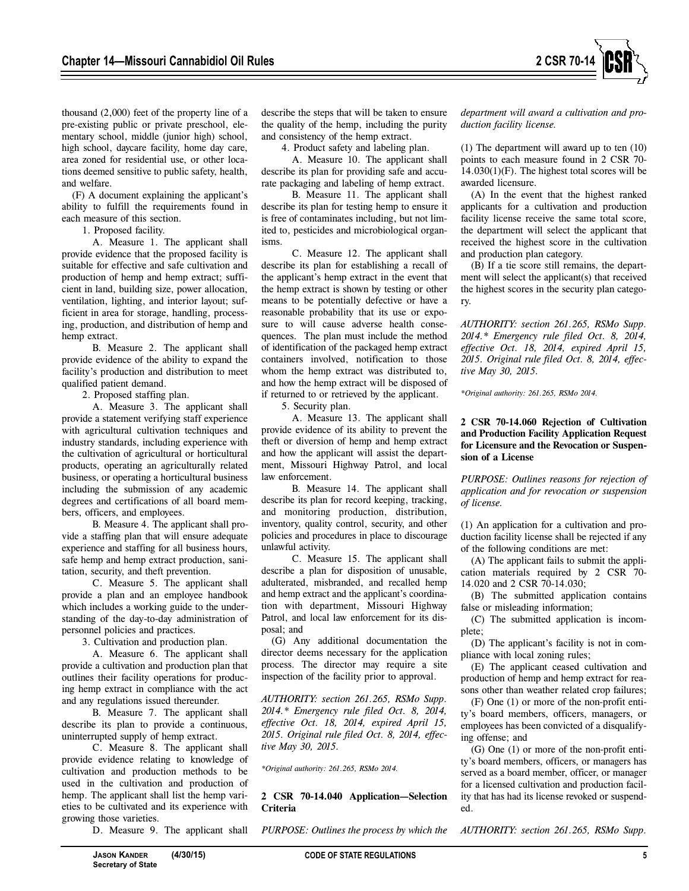thousand (2,000) feet of the property line of a pre-existing public or private preschool, elementary school, middle (junior high) school, high school, daycare facility, home day care, area zoned for residential use, or other locations deemed sensitive to public safety, health, and welfare.

(F) A document explaining the applicant's ability to fulfill the requirements found in each measure of this section.

1. Proposed facility.

A. Measure 1. The applicant shall provide evidence that the proposed facility is suitable for effective and safe cultivation and production of hemp and hemp extract; sufficient in land, building size, power allocation, ventilation, lighting, and interior layout; sufficient in area for storage, handling, processing, production, and distribution of hemp and hemp extract.

B. Measure 2. The applicant shall provide evidence of the ability to expand the facility's production and distribution to meet qualified patient demand.

2. Proposed staffing plan.

A. Measure 3. The applicant shall provide a statement verifying staff experience with agricultural cultivation techniques and industry standards, including experience with the cultivation of agricultural or horticultural products, operating an agriculturally related business, or operating a horticultural business including the submission of any academic degrees and certifications of all board members, officers, and employees.

B. Measure 4. The applicant shall provide a staffing plan that will ensure adequate experience and staffing for all business hours, safe hemp and hemp extract production, sanitation, security, and theft prevention.

C. Measure 5. The applicant shall provide a plan and an employee handbook which includes a working guide to the understanding of the day-to-day administration of personnel policies and practices.

3. Cultivation and production plan.

A. Measure 6. The applicant shall provide a cultivation and production plan that outlines their facility operations for producing hemp extract in compliance with the act and any regulations issued thereunder.

B. Measure 7. The applicant shall describe its plan to provide a continuous, uninterrupted supply of hemp extract.

C. Measure 8. The applicant shall provide evidence relating to knowledge of cultivation and production methods to be used in the cultivation and production of hemp. The applicant shall list the hemp varieties to be cultivated and its experience with growing those varieties.

D. Measure 9. The applicant shall describe the steps that will be taken to ensure the quality of the hemp, including the purity and consistency of the hemp extract.

4. Product safety and labeling plan.

A. Measure 10. The applicant shall describe its plan for providing safe and accurate packaging and labeling of hemp extract.

B. Measure 11. The applicant shall describe its plan for testing hemp to ensure it is free of contaminates including, but not limited to, pesticides and microbiological organisms.

C. Measure 12. The applicant shall describe its plan for establishing a recall of the applicant's hemp extract in the event that the hemp extract is shown by testing or other means to be potentially defective or have a reasonable probability that its use or exposure to will cause adverse health consequences. The plan must include the method of identification of the packaged hemp extract containers involved, notification to those whom the hemp extract was distributed to, and how the hemp extract will be disposed of if returned to or retrieved by the applicant.

5. Security plan.

A. Measure 13. The applicant shall provide evidence of its ability to prevent the theft or diversion of hemp and hemp extract and how the applicant will assist the department, Missouri Highway Patrol, and local law enforcement.

B. Measure 14. The applicant shall describe its plan for record keeping, tracking, and monitoring production, distribution, inventory, quality control, security, and other policies and procedures in place to discourage unlawful activity.

C. Measure 15. The applicant shall describe a plan for disposition of unusable, adulterated, misbranded, and recalled hemp and hemp extract and the applicant's coordination with department, Missouri Highway Patrol, and local law enforcement for its disposal; and

(G) Any additional documentation the director deems necessary for the application process. The director may require a site inspection of the facility prior to approval.

*AUTHORITY: section 261.265, RSMo Supp. 2014.\* Emergency rule filed Oct. 8, 2014, effective Oct. 18, 2014, expired April 15, 2015. Original rule filed Oct. 8, 2014, effective May 30, 2015.*

*\*Original authority: 261.265, RSMo 2014.*

**2 CSR 70-14.040 Application—Selection Criteria**

*PURPOSE: Outlines the process by which the department will award a cultivation and production facility license.*

(1) The department will award up to ten (10) points to each measure found in 2 CSR 70-14.030(1)(F). The highest total scores will be awarded licensure.

(A) In the event that the highest ranked applicants for a cultivation and production facility license receive the same total score, the department will select the applicant that received the highest score in the cultivation and production plan category.

(B) If a tie score still remains, the department will select the applicant(s) that received the highest scores in the security plan category.

*AUTHORITY: section 261.265, RSMo Supp. 2014.\* Emergency rule filed Oct. 8, 2014, effective Oct. 18, 2014, expired April 15, 2015. Original rule filed Oct. 8, 2014, effective May 30, 2015.*

*\*Original authority: 261.265, RSMo 2014.*

**2 CSR 70-14.060 Rejection of Cultivation and Production Facility Application Request for Licensure and the Revocation or Suspension of a License**

*PURPOSE: Outlines reasons for rejection of application and for revocation or suspension of license.*

(1) An application for a cultivation and production facility license shall be rejected if any of the following conditions are met:

(A) The applicant fails to submit the application materials required by 2 CSR 70-14.020 and 2 CSR 70-14.030;

(B) The submitted application contains false or misleading information;

(C) The submitted application is incomplete;

(D) The applicant's facility is not in compliance with local zoning rules;

(E) The applicant ceased cultivation and production of hemp and hemp extract for reasons other than weather related crop failures;

(F) One (1) or more of the non-profit entity's board members, officers, managers, or employees has been convicted of a disqualifying offense; and

(G) One (1) or more of the non-profit entity's board members, officers, or managers has served as a board member, officer, or manager for a licensed cultivation and production facility that has had its license revoked or suspended.

*AUTHORITY: section 261.265, RSMo Supp.*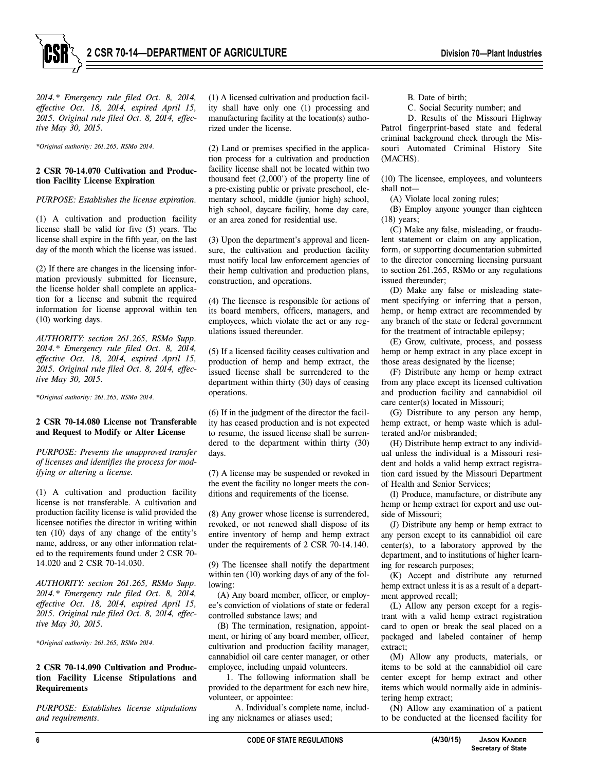*2014.\* Emergency rule filed Oct. 8, 2014, effective Oct. 18, 2014, expired April 15, 2015. Original rule filed Oct. 8, 2014, effective May 30, 2015.*

*\*Original authority: 261.265, RSMo 2014.*

**2 CSR 70-14.070 Cultivation and Production Facility License Expiration**

*PURPOSE: Establishes the license expiration.*

(1) A cultivation and production facility license shall be valid for five (5) years. The license shall expire in the fifth year, on the last day of the month which the license was issued.

(2) If there are changes in the licensing information previously submitted for licensure, the license holder shall complete an application for a license and submit the required information for license approval within ten (10) working days.

*AUTHORITY: section 261.265, RSMo Supp. 2014.\* Emergency rule filed Oct. 8, 2014, effective Oct. 18, 2014, expired April 15, 2015. Original rule filed Oct. 8, 2014, effective May 30, 2015.*

*\*Original authority: 261.265, RSMo 2014.*

**2 CSR 70-14.080 License not Transferable and Request to Modify or Alter License**

*PURPOSE: Prevents the unapproved transfer of licenses and identifies the process for modifying or altering a license.*

(1) A cultivation and production facility license is not transferable. A cultivation and production facility license is valid provided the licensee notifies the director in writing within ten (10) days of any change of the entity's name, address, or any other information related to the requirements found under 2 CSR 70-14.020 and 2 CSR 70-14.030.

*AUTHORITY: section 261.265, RSMo Supp. 2014.\* Emergency rule filed Oct. 8, 2014, effective Oct. 18, 2014, expired April 15, 2015. Original rule filed Oct. 8, 2014, effective May 30, 2015.*

*\*Original authority: 261.265, RSMo 2014.*

**2 CSR 70-14.090 Cultivation and Production Facility License Stipulations and Requirements**

*PURPOSE: Establishes license stipulations and requirements.*

(1) A licensed cultivation and production facility shall have only one (1) processing and manufacturing facility at the location(s) authorized under the license.

(2) Land or premises specified in the application process for a cultivation and production facility license shall not be located within two thousand feet (2,000') of the property line of a pre-existing public or private preschool, elementary school, middle (junior high) school, high school, daycare facility, home day care, or an area zoned for residential use.

(3) Upon the department's approval and licensure, the cultivation and production facility must notify local law enforcement agencies of their hemp cultivation and production plans, construction, and operations.

(4) The licensee is responsible for actions of its board members, officers, managers, and employees, which violate the act or any regulations issued thereunder.

(5) If a licensed facility ceases cultivation and production of hemp and hemp extract, the issued license shall be surrendered to the department within thirty (30) days of ceasing operations.

(6) If in the judgment of the director the facility has ceased production and is not expected to resume, the issued license shall be surrendered to the department within thirty (30) days.

(7) A license may be suspended or revoked in the event the facility no longer meets the conditions and requirements of the license.

(8) Any grower whose license is surrendered, revoked, or not renewed shall dispose of its entire inventory of hemp and hemp extract under the requirements of 2 CSR 70-14.140.

(9) The licensee shall notify the department within ten (10) working days of any of the following:

(A) Any board member, officer, or employee's conviction of violations of state or federal controlled substance laws; and

(B) The termination, resignation, appointment, or hiring of any board member, officer, cultivation and production facility manager, cannabidiol oil care center manager, or other employee, including unpaid volunteers.

1. The following information shall be provided to the department for each new hire, volunteer, or appointee:

A. Individual's complete name, including any nicknames or aliases used;

B. Date of birth;

C. Social Security number; and

D. Results of the Missouri Highway Patrol fingerprint-based state and federal criminal background check through the Missouri Automated Criminal History Site (MACHS).

(10) The licensee, employees, and volunteers shall not—

(A) Violate local zoning rules;

(B) Employ anyone younger than eighteen (18) years;

(C) Make any false, misleading, or fraudulent statement or claim on any application, form, or supporting documentation submitted to the director concerning licensing pursuant to section 261.265, RSMo or any regulations issued thereunder;

(D) Make any false or misleading statement specifying or inferring that a person, hemp, or hemp extract are recommended by any branch of the state or federal government for the treatment of intractable epilepsy;

(E) Grow, cultivate, process, and possess hemp or hemp extract in any place except in those areas designated by the license;

(F) Distribute any hemp or hemp extract from any place except its licensed cultivation and production facility and cannabidiol oil care center(s) located in Missouri;

(G) Distribute to any person any hemp, hemp extract, or hemp waste which is adulterated and/or misbranded;

(H) Distribute hemp extract to any individual unless the individual is a Missouri resident and holds a valid hemp extract registration card issued by the Missouri Department of Health and Senior Services;

(I) Produce, manufacture, or distribute any hemp or hemp extract for export and use outside of Missouri;

(J) Distribute any hemp or hemp extract to any person except to its cannabidiol oil care center(s), to a laboratory approved by the department, and to institutions of higher learning for research purposes;

(K) Accept and distribute any returned hemp extract unless it is as a result of a department approved recall;

(L) Allow any person except for a registrant with a valid hemp extract registration card to open or break the seal placed on a packaged and labeled container of hemp extract;

(M) Allow any products, materials, or items to be sold at the cannabidiol oil care center except for hemp extract and other items which would normally aide in administering hemp extract;

(N) Allow any examination of a patient to be conducted at the licensed facility for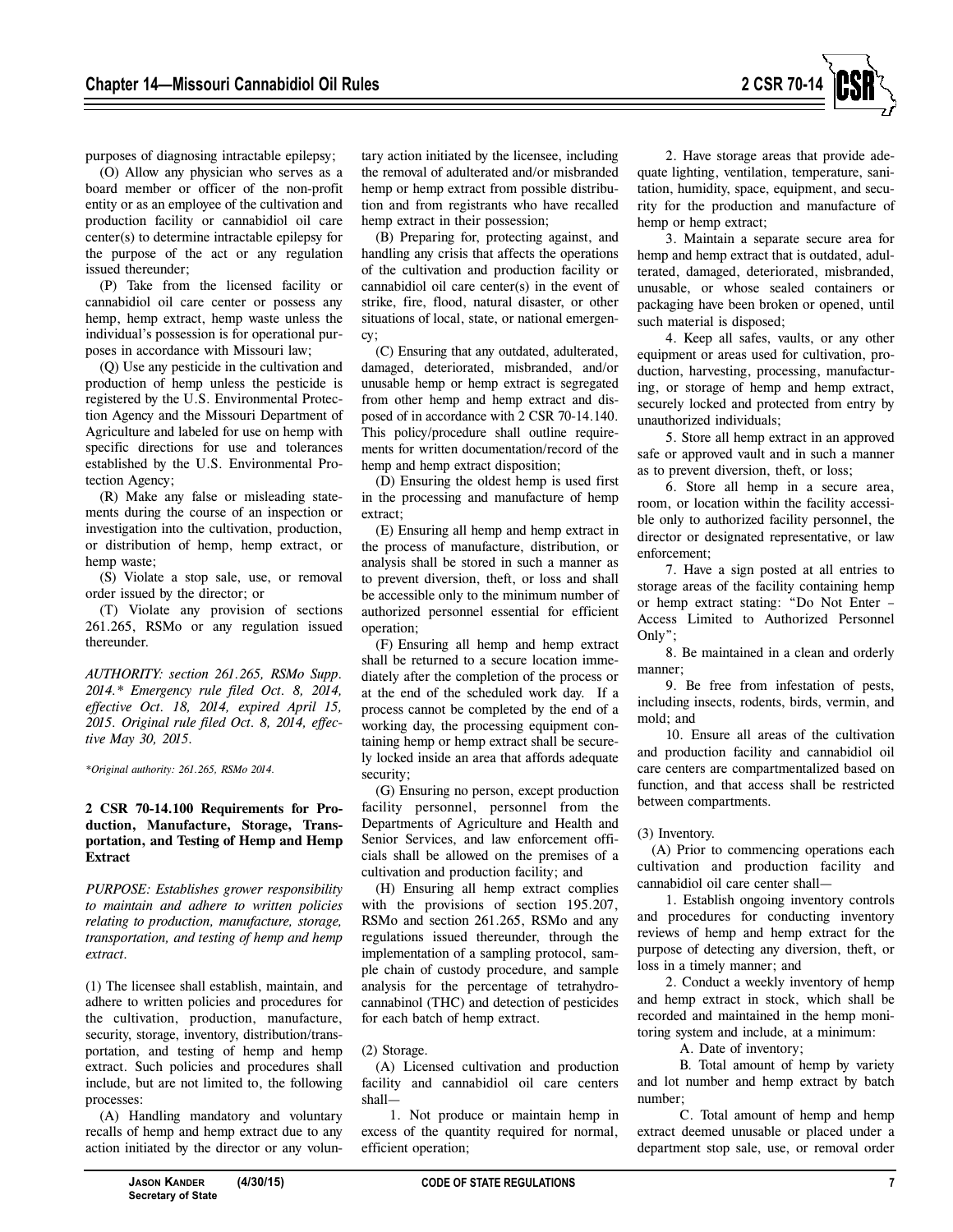purposes of diagnosing intractable epilepsy;

(O) Allow any physician who serves as a board member or officer of the non-profit entity or as an employee of the cultivation and production facility or cannabidiol oil care center(s) to determine intractable epilepsy for the purpose of the act or any regulation issued thereunder;

(P) Take from the licensed facility or cannabidiol oil care center or possess any hemp, hemp extract, hemp waste unless the individual's possession is for operational purposes in accordance with Missouri law;

(Q) Use any pesticide in the cultivation and production of hemp unless the pesticide is registered by the U.S. Environmental Protection Agency and the Missouri Department of Agriculture and labeled for use on hemp with specific directions for use and tolerances established by the U.S. Environmental Protection Agency;

(R) Make any false or misleading statements during the course of an inspection or investigation into the cultivation, production, or distribution of hemp, hemp extract, or hemp waste;

(S) Violate a stop sale, use, or removal order issued by the director; or

(T) Violate any provision of sections 261.265, RSMo or any regulation issued thereunder.

*AUTHORITY: section 261.265, RSMo Supp. 2014.\* Emergency rule filed Oct. 8, 2014, effective Oct. 18, 2014, expired April 15, 2015. Original rule filed Oct. 8, 2014, effective May 30, 2015.*

*\*Original authority: 261.265, RSMo 2014.*

**2 CSR 70-14.100 Requirements for Production, Manufacture, Storage, Transportation, and Testing of Hemp and Hemp Extract**

*PURPOSE: Establishes grower responsibility to maintain and adhere to written policies relating to production, manufacture, storage, transportation, and testing of hemp and hemp extract.*

(1) The licensee shall establish, maintain, and adhere to written policies and procedures for the cultivation, production, manufacture, security, storage, inventory, distribution/transportation, and testing of hemp and hemp extract. Such policies and procedures shall include, but are not limited to, the following processes:

(A) Handling mandatory and voluntary recalls of hemp and hemp extract due to any action initiated by the director or any voluntary action initiated by the licensee, including the removal of adulterated and/or misbranded hemp or hemp extract from possible distribution and from registrants who have recalled hemp extract in their possession;

(B) Preparing for, protecting against, and handling any crisis that affects the operations of the cultivation and production facility or cannabidiol oil care center(s) in the event of strike, fire, flood, natural disaster, or other situations of local, state, or national emergency;

(C) Ensuring that any outdated, adulterated, damaged, deteriorated, misbranded, and/or unusable hemp or hemp extract is segregated from other hemp and hemp extract and disposed of in accordance with 2 CSR 70-14.140. This policy/procedure shall outline requirements for written documentation/record of the hemp and hemp extract disposition;

(D) Ensuring the oldest hemp is used first in the processing and manufacture of hemp extract;

(E) Ensuring all hemp and hemp extract in the process of manufacture, distribution, or analysis shall be stored in such a manner as to prevent diversion, theft, or loss and shall be accessible only to the minimum number of authorized personnel essential for efficient operation;

(F) Ensuring all hemp and hemp extract shall be returned to a secure location immediately after the completion of the process or at the end of the scheduled work day. If a process cannot be completed by the end of a working day, the processing equipment containing hemp or hemp extract shall be securely locked inside an area that affords adequate security;

(G) Ensuring no person, except production facility personnel, personnel from the Departments of Agriculture and Health and Senior Services, and law enforcement officials shall be allowed on the premises of a cultivation and production facility; and

(H) Ensuring all hemp extract complies with the provisions of section 195.207, RSMo and section 261.265, RSMo and any regulations issued thereunder, through the implementation of a sampling protocol, sample chain of custody procedure, and sample analysis for the percentage of tetrahydrocannabinol (THC) and detection of pesticides for each batch of hemp extract.

(2) Storage.

(A) Licensed cultivation and production facility and cannabidiol oil care centers shall—

1. Not produce or maintain hemp in excess of the quantity required for normal, efficient operation;

2. Have storage areas that provide adequate lighting, ventilation, temperature, sanitation, humidity, space, equipment, and security for the production and manufacture of hemp or hemp extract;

3. Maintain a separate secure area for hemp and hemp extract that is outdated, adulterated, damaged, deteriorated, misbranded, unusable, or whose sealed containers or packaging have been broken or opened, until such material is disposed;

4. Keep all safes, vaults, or any other equipment or areas used for cultivation, production, harvesting, processing, manufacturing, or storage of hemp and hemp extract, securely locked and protected from entry by unauthorized individuals;

5. Store all hemp extract in an approved safe or approved vault and in such a manner as to prevent diversion, theft, or loss;

6. Store all hemp in a secure area, room, or location within the facility accessible only to authorized facility personnel, the director or designated representative, or law enforcement;

7. Have a sign posted at all entries to storage areas of the facility containing hemp or hemp extract stating: "Do Not Enter – Access Limited to Authorized Personnel Only";

8. Be maintained in a clean and orderly manner;

9. Be free from infestation of pests, including insects, rodents, birds, vermin, and mold; and

10. Ensure all areas of the cultivation and production facility and cannabidiol oil care centers are compartmentalized based on function, and that access shall be restricted between compartments.

(3) Inventory.

(A) Prior to commencing operations each cultivation and production facility and cannabidiol oil care center shall—

1. Establish ongoing inventory controls and procedures for conducting inventory reviews of hemp and hemp extract for the purpose of detecting any diversion, theft, or loss in a timely manner; and

2. Conduct a weekly inventory of hemp and hemp extract in stock, which shall be recorded and maintained in the hemp monitoring system and include, at a minimum:

A. Date of inventory;

B. Total amount of hemp by variety and lot number and hemp extract by batch number;

C. Total amount of hemp and hemp extract deemed unusable or placed under a department stop sale, use, or removal order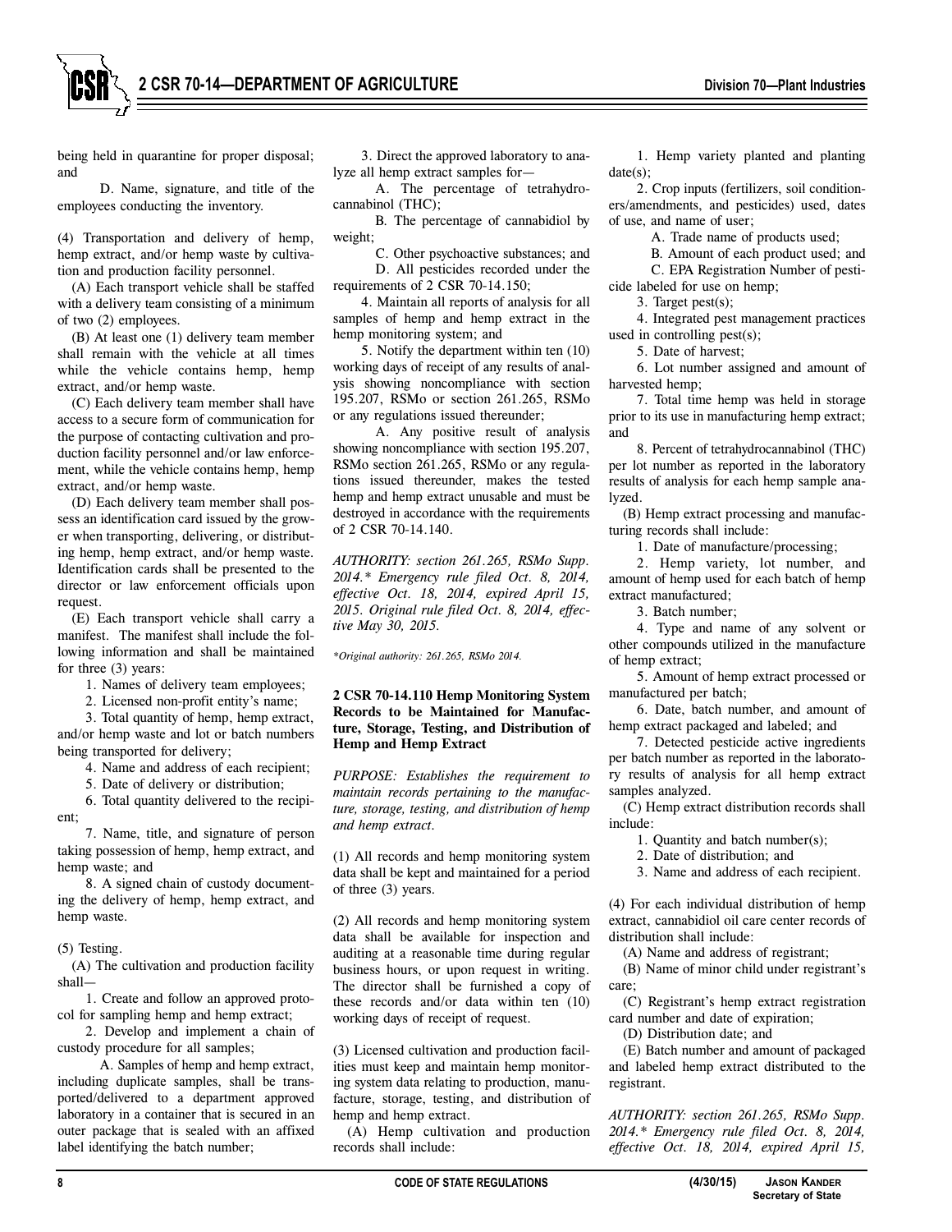being held in quarantine for proper disposal; and

D. Name, signature, and title of the employees conducting the inventory.

(4) Transportation and delivery of hemp, hemp extract, and/or hemp waste by cultivation and production facility personnel.

(A) Each transport vehicle shall be staffed with a delivery team consisting of a minimum of two (2) employees.

(B) At least one (1) delivery team member shall remain with the vehicle at all times while the vehicle contains hemp, hemp extract, and/or hemp waste.

(C) Each delivery team member shall have access to a secure form of communication for the purpose of contacting cultivation and production facility personnel and/or law enforcement, while the vehicle contains hemp, hemp extract, and/or hemp waste.

(D) Each delivery team member shall possess an identification card issued by the grower when transporting, delivering, or distributing hemp, hemp extract, and/or hemp waste. Identification cards shall be presented to the director or law enforcement officials upon request.

(E) Each transport vehicle shall carry a manifest. The manifest shall include the following information and shall be maintained for three (3) years:

1. Names of delivery team employees;

2. Licensed non-profit entity's name;

3. Total quantity of hemp, hemp extract, and/or hemp waste and lot or batch numbers being transported for delivery;

4. Name and address of each recipient;

5. Date of delivery or distribution;

6. Total quantity delivered to the recipient;

7. Name, title, and signature of person taking possession of hemp, hemp extract, and hemp waste; and

8. A signed chain of custody documenting the delivery of hemp, hemp extract, and hemp waste.

(5) Testing.

(A) The cultivation and production facility shall—

1. Create and follow an approved protocol for sampling hemp and hemp extract;

2. Develop and implement a chain of custody procedure for all samples;

A. Samples of hemp and hemp extract, including duplicate samples, shall be transported/delivered to a department approved laboratory in a container that is secured in an outer package that is sealed with an affixed label identifying the batch number;

3. Direct the approved laboratory to analyze all hemp extract samples for—

A. The percentage of tetrahydrocannabinol (THC);

B. The percentage of cannabidiol by weight;

C. Other psychoactive substances; and

D. All pesticides recorded under the requirements of 2 CSR 70-14.150;

4. Maintain all reports of analysis for all samples of hemp and hemp extract in the hemp monitoring system; and

5. Notify the department within ten (10) working days of receipt of any results of analysis showing noncompliance with section 195.207, RSMo or section 261.265, RSMo or any regulations issued thereunder;

A. Any positive result of analysis showing noncompliance with section 195.207, RSMo section 261.265, RSMo or any regulations issued thereunder, makes the tested hemp and hemp extract unusable and must be destroyed in accordance with the requirements of 2 CSR 70-14.140.

*AUTHORITY: section 261.265, RSMo Supp. 2014.\* Emergency rule filed Oct. 8, 2014, effective Oct. 18, 2014, expired April 15, 2015. Original rule filed Oct. 8, 2014, effective May 30, 2015.*

*\*Original authority: 261.265, RSMo 2014.*

**2 CSR 70-14.110 Hemp Monitoring System Records to be Maintained for Manufacture, Storage, Testing, and Distribution of Hemp and Hemp Extract**

*PURPOSE: Establishes the requirement to maintain records pertaining to the manufacture, storage, testing, and distribution of hemp and hemp extract.*

(1) All records and hemp monitoring system data shall be kept and maintained for a period of three (3) years.

(2) All records and hemp monitoring system data shall be available for inspection and auditing at a reasonable time during regular business hours, or upon request in writing. The director shall be furnished a copy of these records and/or data within ten (10) working days of receipt of request.

(3) Licensed cultivation and production facilities must keep and maintain hemp monitoring system data relating to production, manufacture, storage, testing, and distribution of hemp and hemp extract.

(A) Hemp cultivation and production records shall include:

1. Hemp variety planted and planting date(s);

2. Crop inputs (fertilizers, soil conditioners/amendments, and pesticides) used, dates of use, and name of user;

A. Trade name of products used;

B. Amount of each product used; and

C. EPA Registration Number of pesticide labeled for use on hemp;

3. Target pest(s);

4. Integrated pest management practices used in controlling pest(s);

5. Date of harvest;

6. Lot number assigned and amount of harvested hemp;

7. Total time hemp was held in storage prior to its use in manufacturing hemp extract; and

8. Percent of tetrahydrocannabinol (THC) per lot number as reported in the laboratory results of analysis for each hemp sample analyzed.

(B) Hemp extract processing and manufacturing records shall include:

1. Date of manufacture/processing;

2. Hemp variety, lot number, and amount of hemp used for each batch of hemp extract manufactured;

3. Batch number;

4. Type and name of any solvent or other compounds utilized in the manufacture of hemp extract;

5. Amount of hemp extract processed or manufactured per batch;

6. Date, batch number, and amount of hemp extract packaged and labeled; and

7. Detected pesticide active ingredients per batch number as reported in the laboratory results of analysis for all hemp extract samples analyzed.

(C) Hemp extract distribution records shall include:

1. Quantity and batch number(s);

2. Date of distribution; and

3. Name and address of each recipient.

(4) For each individual distribution of hemp extract, cannabidiol oil care center records of distribution shall include:

(A) Name and address of registrant;

(B) Name of minor child under registrant's care;

(C) Registrant's hemp extract registration card number and date of expiration;

(D) Distribution date; and

(E) Batch number and amount of packaged and labeled hemp extract distributed to the registrant.

*AUTHORITY: section 261.265, RSMo Supp. 2014.\* Emergency rule filed Oct. 8, 2014, effective Oct. 18, 2014, expired April 15,*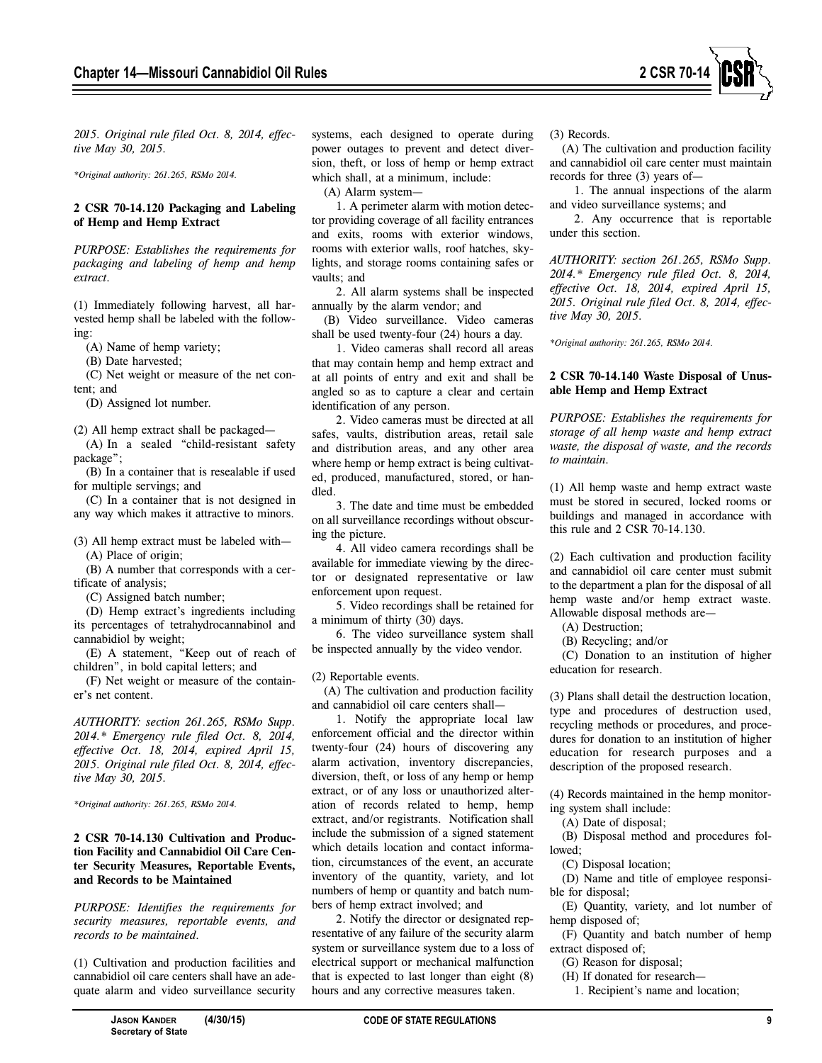*2015. Original rule filed Oct. 8, 2014, effective May 30, 2015.*

*\*Original authority: 261.265, RSMo 2014.*

**2 CSR 70-14.120 Packaging and Labeling of Hemp and Hemp Extract**

*PURPOSE: Establishes the requirements for packaging and labeling of hemp and hemp extract.*

(1) Immediately following harvest, all harvested hemp shall be labeled with the following:

(A) Name of hemp variety;

(B) Date harvested;

(C) Net weight or measure of the net content; and

(D) Assigned lot number.

(2) All hemp extract shall be packaged—

(A) In a sealed "child-resistant safety package";

(B) In a container that is resealable if used for multiple servings; and

(C) In a container that is not designed in any way which makes it attractive to minors.

(3) All hemp extract must be labeled with—

(A) Place of origin;

(B) A number that corresponds with a certificate of analysis;

(C) Assigned batch number;

(D) Hemp extract's ingredients including its percentages of tetrahydrocannabinol and cannabidiol by weight;

(E) A statement, "Keep out of reach of children", in bold capital letters; and

(F) Net weight or measure of the container's net content.

*AUTHORITY: section 261.265, RSMo Supp. 2014.\* Emergency rule filed Oct. 8, 2014, effective Oct. 18, 2014, expired April 15, 2015. Original rule filed Oct. 8, 2014, effective May 30, 2015.*

*\*Original authority: 261.265, RSMo 2014.*

**2 CSR 70-14.130 Cultivation and Production Facility and Cannabidiol Oil Care Center Security Measures, Reportable Events, and Records to be Maintained**

*PURPOSE: Identifies the requirements for security measures, reportable events, and records to be maintained.*

(1) Cultivation and production facilities and cannabidiol oil care centers shall have an adequate alarm and video surveillance security systems, each designed to operate during power outages to prevent and detect diversion, theft, or loss of hemp or hemp extract which shall, at a minimum, include:

(A) Alarm system—

1. A perimeter alarm with motion detector providing coverage of all facility entrances and exits, rooms with exterior windows, rooms with exterior walls, roof hatches, skylights, and storage rooms containing safes or vaults; and

2. All alarm systems shall be inspected annually by the alarm vendor; and

(B) Video surveillance. Video cameras shall be used twenty-four (24) hours a day.

1. Video cameras shall record all areas that may contain hemp and hemp extract and at all points of entry and exit and shall be angled so as to capture a clear and certain identification of any person.

2. Video cameras must be directed at all safes, vaults, distribution areas, retail sale and distribution areas, and any other area where hemp or hemp extract is being cultivated, produced, manufactured, stored, or handled.

3. The date and time must be embedded on all surveillance recordings without obscuring the picture.

4. All video camera recordings shall be available for immediate viewing by the director or designated representative or law enforcement upon request.

5. Video recordings shall be retained for a minimum of thirty (30) days.

6. The video surveillance system shall be inspected annually by the video vendor.

(2) Reportable events.

(A) The cultivation and production facility and cannabidiol oil care centers shall—

1. Notify the appropriate local law enforcement official and the director within twenty-four (24) hours of discovering any alarm activation, inventory discrepancies, diversion, theft, or loss of any hemp or hemp extract, or of any loss or unauthorized alteration of records related to hemp, hemp extract, and/or registrants. Notification shall include the submission of a signed statement which details location and contact information, circumstances of the event, an accurate inventory of the quantity, variety, and lot numbers of hemp or quantity and batch numbers of hemp extract involved; and

2. Notify the director or designated representative of any failure of the security alarm system or surveillance system due to a loss of electrical support or mechanical malfunction that is expected to last longer than eight (8) hours and any corrective measures taken.

(3) Records.

(A) The cultivation and production facility and cannabidiol oil care center must maintain records for three (3) years of—

1. The annual inspections of the alarm and video surveillance systems; and

2. Any occurrence that is reportable under this section.

*AUTHORITY: section 261.265, RSMo Supp. 2014.\* Emergency rule filed Oct. 8, 2014, effective Oct. 18, 2014, expired April 15, 2015. Original rule filed Oct. 8, 2014, effective May 30, 2015.*

*\*Original authority: 261.265, RSMo 2014.*

**2 CSR 70-14.140 Waste Disposal of Unusable Hemp and Hemp Extract**

*PURPOSE: Establishes the requirements for storage of all hemp waste and hemp extract waste, the disposal of waste, and the records to maintain.*

(1) All hemp waste and hemp extract waste must be stored in secured, locked rooms or buildings and managed in accordance with this rule and 2 CSR 70-14.130.

(2) Each cultivation and production facility and cannabidiol oil care center must submit to the department a plan for the disposal of all hemp waste and/or hemp extract waste. Allowable disposal methods are—

(A) Destruction;

(B) Recycling; and/or

(C) Donation to an institution of higher education for research.

(3) Plans shall detail the destruction location, type and procedures of destruction used, recycling methods or procedures, and procedures for donation to an institution of higher education for research purposes and a description of the proposed research.

(4) Records maintained in the hemp monitoring system shall include:

(A) Date of disposal;

(B) Disposal method and procedures followed;

(C) Disposal location;

(D) Name and title of employee responsible for disposal;

(E) Quantity, variety, and lot number of hemp disposed of;

(F) Quantity and batch number of hemp extract disposed of;

(G) Reason for disposal;

(H) If donated for research—

1. Recipient's name and location;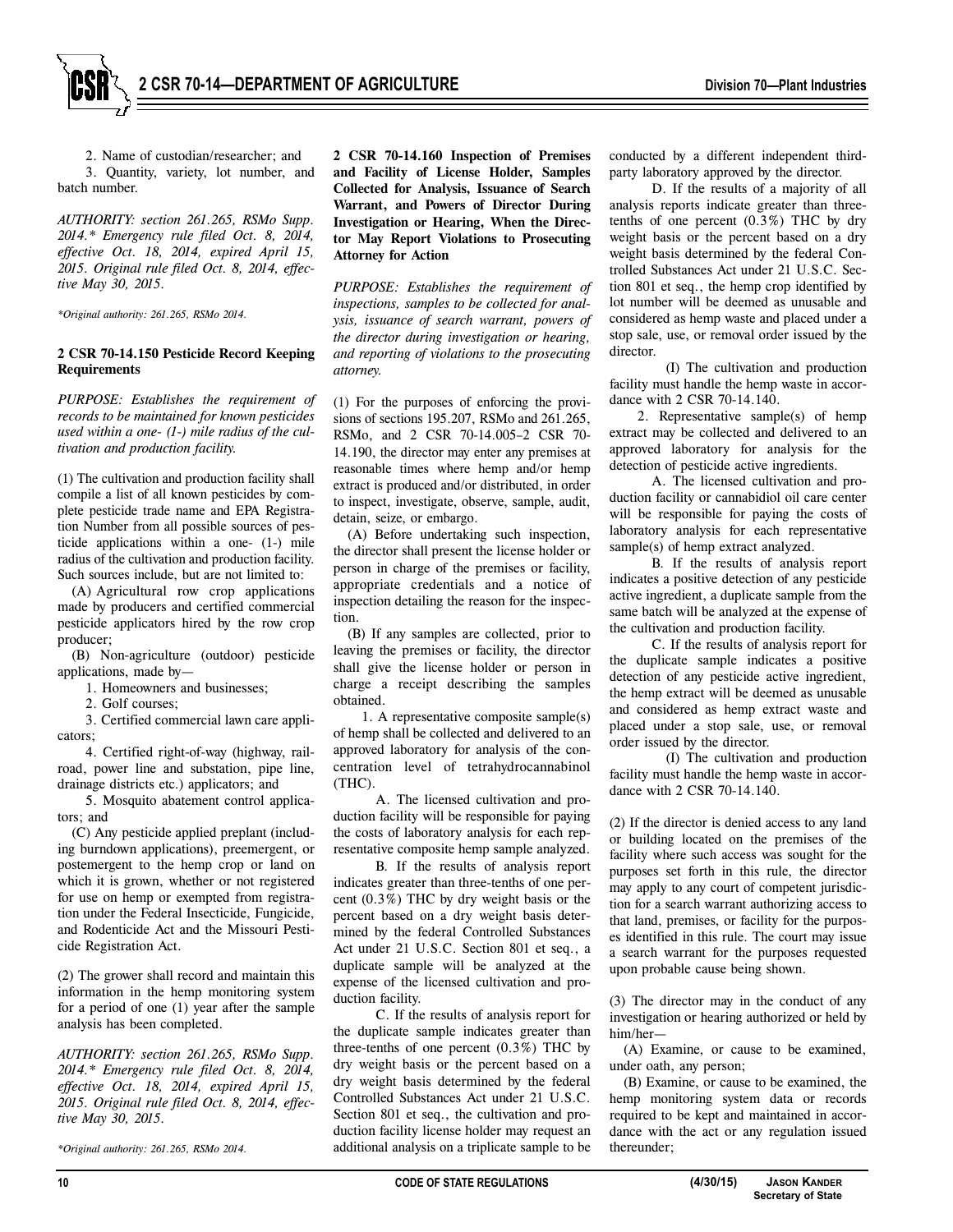2. Name of custodian/researcher; and

3. Quantity, variety, lot number, and batch number.

*AUTHORITY: section 261.265, RSMo Supp. 2014.\* Emergency rule filed Oct. 8, 2014, effective Oct. 18, 2014, expired April 15, 2015. Original rule filed Oct. 8, 2014, effective May 30, 2015.*

*\*Original authority: 261.265, RSMo 2014.*

**2 CSR 70-14.150 Pesticide Record Keeping Requirements**

*PURPOSE: Establishes the requirement of records to be maintained for known pesticides used within a one- (1-) mile radius of the cultivation and production facility.*

(1) The cultivation and production facility shall compile a list of all known pesticides by complete pesticide trade name and EPA Registration Number from all possible sources of pesticide applications within a one- (1-) mile radius of the cultivation and production facility. Such sources include, but are not limited to:

(A) Agricultural row crop applications made by producers and certified commercial pesticide applicators hired by the row crop producer;

(B) Non-agriculture (outdoor) pesticide applications, made by—

1. Homeowners and businesses;

2. Golf courses;

3. Certified commercial lawn care applicators;

4. Certified right-of-way (highway, railroad, power line and substation, pipe line, drainage districts etc.) applicators; and

5. Mosquito abatement control applicators; and

(C) Any pesticide applied preplant (including burndown applications), preemergent, or postemergent to the hemp crop or land on which it is grown, whether or not registered for use on hemp or exempted from registration under the Federal Insecticide, Fungicide, and Rodenticide Act and the Missouri Pesticide Registration Act.

(2) The grower shall record and maintain this information in the hemp monitoring system for a period of one (1) year after the sample analysis has been completed.

*AUTHORITY: section 261.265, RSMo Supp. 2014.\* Emergency rule filed Oct. 8, 2014, effective Oct. 18, 2014, expired April 15, 2015. Original rule filed Oct. 8, 2014, effective May 30, 2015.*

*\*Original authority: 261.265, RSMo 2014.*

**2 CSR 70-14.160 Inspection of Premises and Facility of License Holder, Samples Collected for Analysis, Issuance of Search Warrant, and Powers of Director During Investigation or Hearing, When the Director May Report Violations to Prosecuting Attorney for Action**

*PURPOSE: Establishes the requirement of inspections, samples to be collected for analysis, issuance of search warrant, powers of the director during investigation or hearing, and reporting of violations to the prosecuting attorney.*

(1) For the purposes of enforcing the provisions of sections 195.207, RSMo and 261.265, RSMo, and 2 CSR 70-14.005–2 CSR 70-14.190, the director may enter any premises at reasonable times where hemp and/or hemp extract is produced and/or distributed, in order to inspect, investigate, observe, sample, audit, detain, seize, or embargo.

(A) Before undertaking such inspection, the director shall present the license holder or person in charge of the premises or facility, appropriate credentials and a notice of inspection detailing the reason for the inspection.

(B) If any samples are collected, prior to leaving the premises or facility, the director shall give the license holder or person in charge a receipt describing the samples obtained.

1. A representative composite sample(s) of hemp shall be collected and delivered to an approved laboratory for analysis of the concentration level of tetrahydrocannabinol (THC).

A. The licensed cultivation and production facility will be responsible for paying the costs of laboratory analysis for each representative composite hemp sample analyzed.

B. If the results of analysis report indicates greater than three-tenths of one percent (0.3%) THC by dry weight basis or the percent based on a dry weight basis determined by the federal Controlled Substances Act under 21 U.S.C. Section 801 et seq., a duplicate sample will be analyzed at the expense of the licensed cultivation and production facility.

C. If the results of analysis report for the duplicate sample indicates greater than three-tenths of one percent (0.3%) THC by dry weight basis or the percent based on a dry weight basis determined by the federal Controlled Substances Act under 21 U.S.C. Section 801 et seq., the cultivation and production facility license holder may request an additional analysis on a triplicate sample to be conducted by a different independent third-party laboratory approved by the director.

D. If the results of a majority of all analysis reports indicate greater than three-tenths of one percent (0.3%) THC by dry weight basis or the percent based on a dry weight basis determined by the federal Controlled Substances Act under 21 U.S.C. Section 801 et seq., the hemp crop identified by lot number will be deemed as unusable and considered as hemp waste and placed under a stop sale, use, or removal order issued by the director.

(I) The cultivation and production facility must handle the hemp waste in accordance with 2 CSR 70-14.140.

2. Representative sample(s) of hemp extract may be collected and delivered to an approved laboratory for analysis for the detection of pesticide active ingredients.

A. The licensed cultivation and production facility or cannabidiol oil care center will be responsible for paying the costs of laboratory analysis for each representative sample(s) of hemp extract analyzed.

B. If the results of analysis report indicates a positive detection of any pesticide active ingredient, a duplicate sample from the same batch will be analyzed at the expense of the cultivation and production facility.

C. If the results of analysis report for the duplicate sample indicates a positive detection of any pesticide active ingredient, the hemp extract will be deemed as unusable and considered as hemp extract waste and placed under a stop sale, use, or removal order issued by the director.

(I) The cultivation and production facility must handle the hemp waste in accordance with 2 CSR 70-14.140.

(2) If the director is denied access to any land or building located on the premises of the facility where such access was sought for the purposes set forth in this rule, the director may apply to any court of competent jurisdiction for a search warrant authorizing access to that land, premises, or facility for the purposes identified in this rule. The court may issue a search warrant for the purposes requested upon probable cause being shown.

(3) The director may in the conduct of any investigation or hearing authorized or held by him/her—

(A) Examine, or cause to be examined, under oath, any person;

(B) Examine, or cause to be examined, the hemp monitoring system data or records required to be kept and maintained in accordance with the act or any regulation issued thereunder;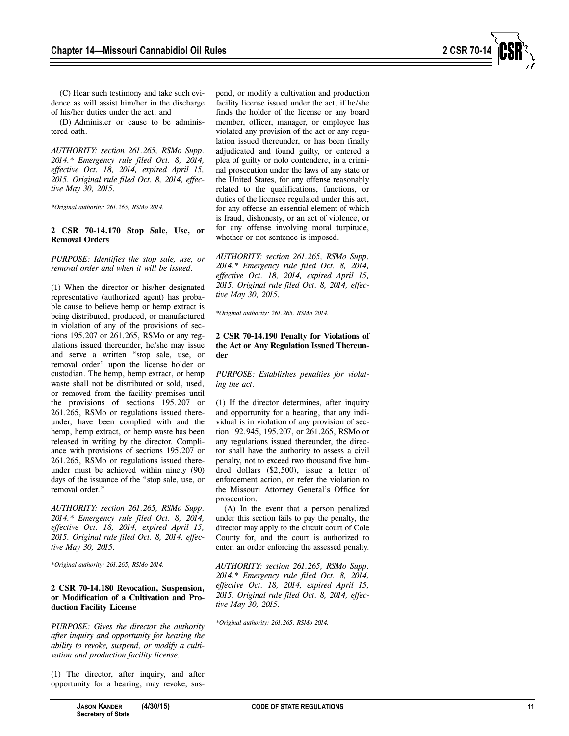(C) Hear such testimony and take such evidence as will assist him/her in the discharge of his/her duties under the act; and

(D) Administer or cause to be administered oath.

*AUTHORITY: section 261.265, RSMo Supp. 2014.* Emergency rule filed Oct. 8, 2014, effective Oct. 18, 2014, expired April 15, 2015. Original rule filed Oct. 8, 2014, effective May 30, 2015.*

**Original authority: 261.265, RSMo 2014.*

**2 CSR 70-14.170 Stop Sale, Use, or Removal Orders**

*PURPOSE: Identifies the stop sale, use, or removal order and when it will be issued.*

(1) When the director or his/her designated representative (authorized agent) has probable cause to believe hemp or hemp extract is being distributed, produced, or manufactured in violation of any of the provisions of sections 195.207 or 261.265, RSMo or any regulations issued thereunder, he/she may issue and serve a written "stop sale, use, or removal order" upon the license holder or custodian. The hemp, hemp extract, or hemp waste shall not be distributed or sold, used, or removed from the facility premises until the provisions of sections 195.207 or 261.265, RSMo or regulations issued thereunder, have been complied with and the hemp, hemp extract, or hemp waste has been released in writing by the director. Compliance with provisions of sections 195.207 or 261.265, RSMo or regulations issued thereunder must be achieved within ninety (90) days of the issuance of the "stop sale, use, or removal order."

*AUTHORITY: section 261.265, RSMo Supp. 2014.* Emergency rule filed Oct. 8, 2014, effective Oct. 18, 2014, expired April 15, 2015. Original rule filed Oct. 8, 2014, effective May 30, 2015.*

**Original authority: 261.265, RSMo 2014.*

**2 CSR 70-14.180 Revocation, Suspension, or Modification of a Cultivation and Production Facility License**

*PURPOSE: Gives the director the authority after inquiry and opportunity for hearing the ability to revoke, suspend, or modify a cultivation and production facility license.*

(1) The director, after inquiry, and after opportunity for a hearing, may revoke, suspend, or modify a cultivation and production facility license issued under the act, if he/she finds the holder of the license or any board member, officer, manager, or employee has violated any provision of the act or any regulation issued thereunder, or has been finally adjudicated and found guilty, or entered a plea of guilty or nolo contendere, in a criminal prosecution under the laws of any state or the United States, for any offense reasonably related to the qualifications, functions, or duties of the licensee regulated under this act, for any offense an essential element of which is fraud, dishonesty, or an act of violence, or for any offense involving moral turpitude, whether or not sentence is imposed.

*AUTHORITY: section 261.265, RSMo Supp. 2014.* Emergency rule filed Oct. 8, 2014, effective Oct. 18, 2014, expired April 15, 2015. Original rule filed Oct. 8, 2014, effective May 30, 2015.*

**Original authority: 261.265, RSMo 2014.*

**2 CSR 70-14.190 Penalty for Violations of the Act or Any Regulation Issued Thereunder**

*PURPOSE: Establishes penalties for violating the act.*

(1) If the director determines, after inquiry and opportunity for a hearing, that any individual is in violation of any provision of section 192.945, 195.207, or 261.265, RSMo or any regulations issued thereunder, the director shall have the authority to assess a civil penalty, not to exceed two thousand five hundred dollars ($2,500), issue a letter of enforcement action, or refer the violation to the Missouri Attorney General's Office for prosecution.

(A) In the event that a person penalized under this section fails to pay the penalty, the director may apply to the circuit court of Cole County for, and the court is authorized to enter, an order enforcing the assessed penalty.

*AUTHORITY: section 261.265, RSMo Supp. 2014.* Emergency rule filed Oct. 8, 2014, effective Oct. 18, 2014, expired April 15, 2015. Original rule filed Oct. 8, 2014, effective May 30, 2015.*

**Original authority: 261.265, RSMo 2014.*